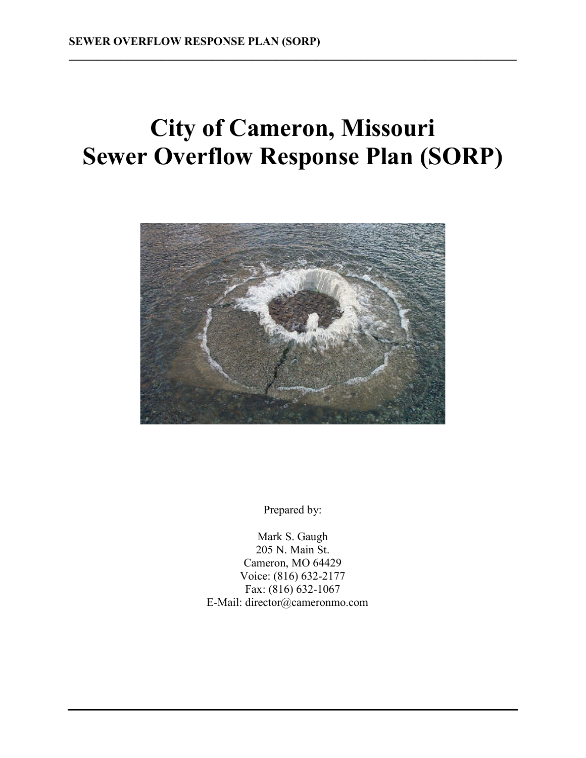# City of Cameron, Missouri
# Sewer Overflow Response Plan (SORP)

Prepared by:

Mark S. Gaugh
205 N. Main St.
Cameron, MO 64429
Voice: (816) 632-2177
Fax: (816) 632-1067
E-Mail: director@cameronmo.com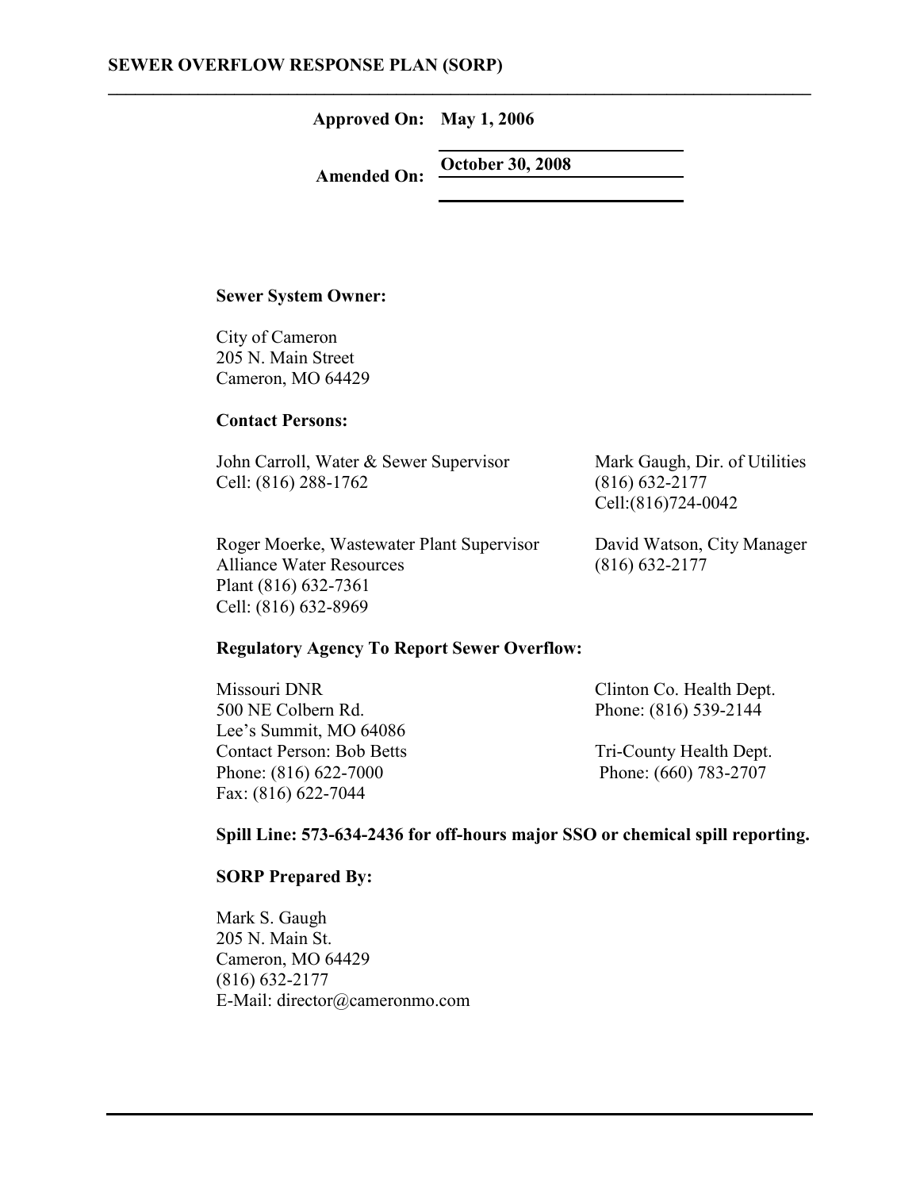**SEWER OVERFLOW RESPONSE PLAN (SORP)**

**Approved On: May 1, 2006**

**Amended On: October 30, 2008**

**Sewer System Owner:**

City of Cameron
205 N. Main Street
Cameron, MO 64429

**Contact Persons:**

John Carroll, Water & Sewer Supervisor
Cell: (816) 288-1762

Mark Gaugh, Dir. of Utilities
(816) 632-2177
Cell:(816)724-0042

Roger Moerke, Wastewater Plant Supervisor
Alliance Water Resources
Plant (816) 632-7361
Cell: (816) 632-8969

David Watson, City Manager
(816) 632-2177

**Regulatory Agency To Report Sewer Overflow:**

Missouri DNR
500 NE Colbern Rd.
Lee's Summit, MO 64086
Contact Person: Bob Betts
Phone: (816) 622-7000
Fax: (816) 622-7044

Clinton Co. Health Dept.
Phone: (816) 539-2144

Tri-County Health Dept.
Phone: (660) 783-2707

**Spill Line: 573-634-2436 for off-hours major SSO or chemical spill reporting.**

**SORP Prepared By:**

Mark S. Gaugh
205 N. Main St.
Cameron, MO 64429
(816) 632-2177
E-Mail: director@cameronmo.com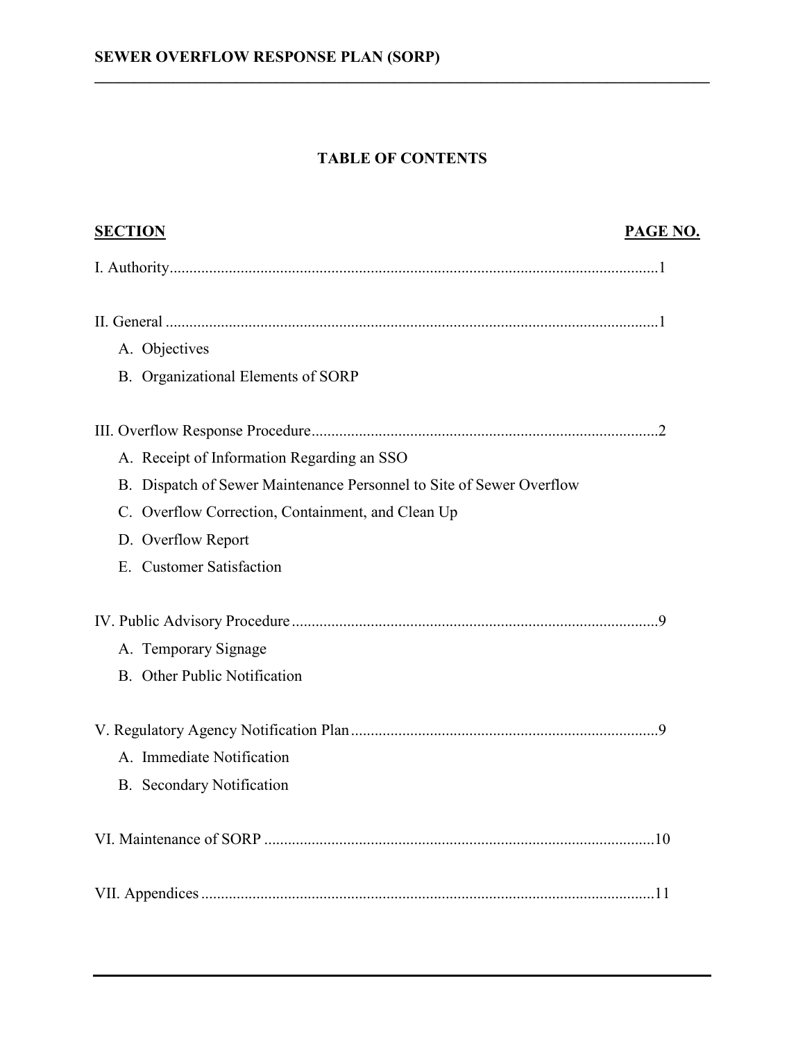# TABLE OF CONTENTS

| SECTION | PAGE NO. |
|---|---|
| I. Authority | 1 |
| II. General | 1 |
| A. Objectives | |
| B. Organizational Elements of SORP | |
| III. Overflow Response Procedure | 2 |
| A. Receipt of Information Regarding an SSO | |
| B. Dispatch of Sewer Maintenance Personnel to Site of Sewer Overflow | |
| C. Overflow Correction, Containment, and Clean Up | |
| D. Overflow Report | |
| E. Customer Satisfaction | |
| IV. Public Advisory Procedure | 9 |
| A. Temporary Signage | |
| B. Other Public Notification | |
| V. Regulatory Agency Notification Plan | 9 |
| A. Immediate Notification | |
| B. Secondary Notification | |
| VI. Maintenance of SORP | 10 |
| VII. Appendices | 11 |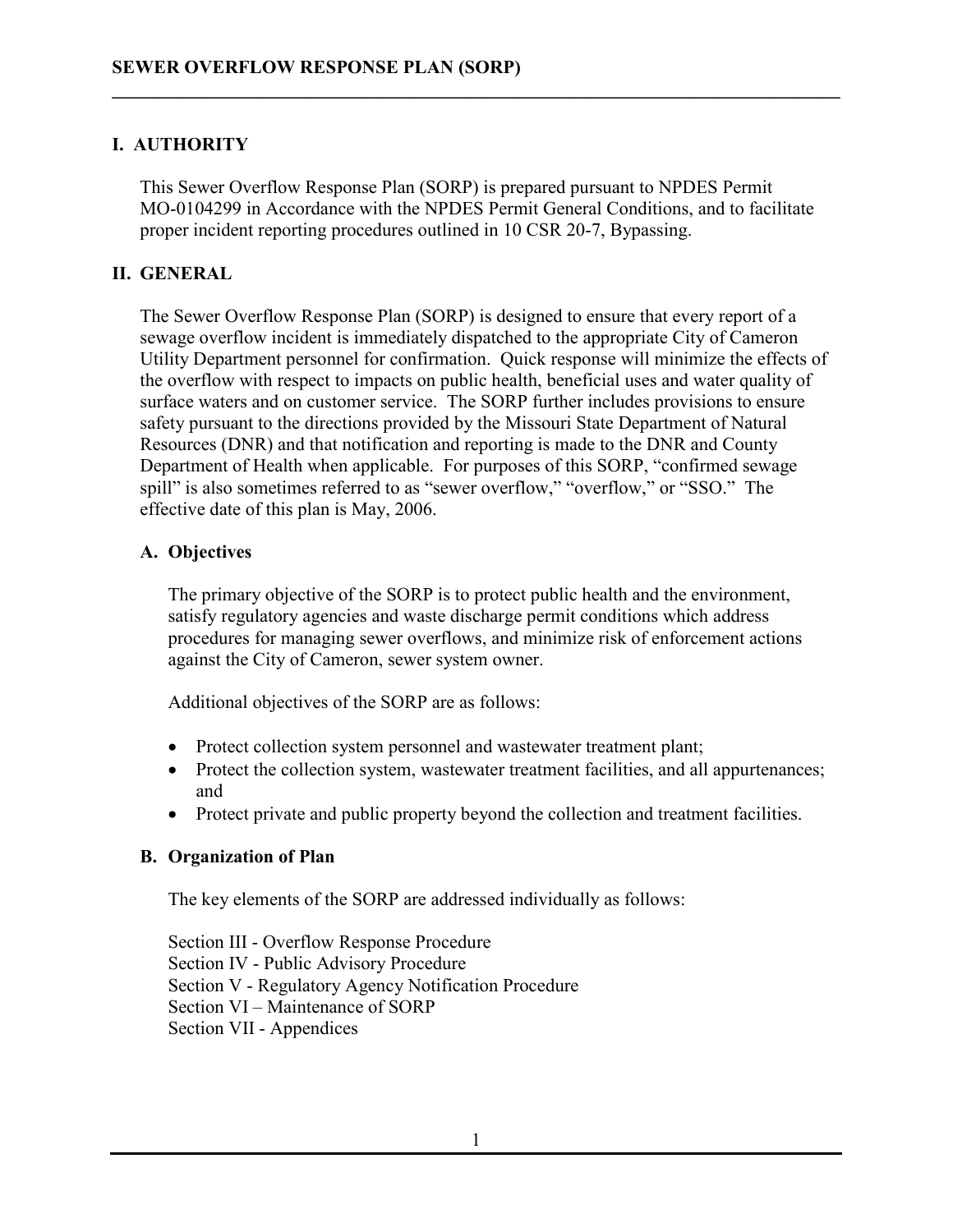## I. AUTHORITY

This Sewer Overflow Response Plan (SORP) is prepared pursuant to NPDES Permit MO-0104299 in Accordance with the NPDES Permit General Conditions, and to facilitate proper incident reporting procedures outlined in 10 CSR 20-7, Bypassing.

## II. GENERAL

The Sewer Overflow Response Plan (SORP) is designed to ensure that every report of a sewage overflow incident is immediately dispatched to the appropriate City of Cameron Utility Department personnel for confirmation. Quick response will minimize the effects of the overflow with respect to impacts on public health, beneficial uses and water quality of surface waters and on customer service. The SORP further includes provisions to ensure safety pursuant to the directions provided by the Missouri State Department of Natural Resources (DNR) and that notification and reporting is made to the DNR and County Department of Health when applicable. For purposes of this SORP, "confirmed sewage spill" is also sometimes referred to as "sewer overflow," "overflow," or "SSO." The effective date of this plan is May, 2006.

### A. Objectives

The primary objective of the SORP is to protect public health and the environment, satisfy regulatory agencies and waste discharge permit conditions which address procedures for managing sewer overflows, and minimize risk of enforcement actions against the City of Cameron, sewer system owner.

Additional objectives of the SORP are as follows:

- Protect collection system personnel and wastewater treatment plant;
- Protect the collection system, wastewater treatment facilities, and all appurtenances; and
- Protect private and public property beyond the collection and treatment facilities.

### B. Organization of Plan

The key elements of the SORP are addressed individually as follows:

Section III - Overflow Response Procedure
Section IV - Public Advisory Procedure
Section V - Regulatory Agency Notification Procedure
Section VI – Maintenance of SORP
Section VII - Appendices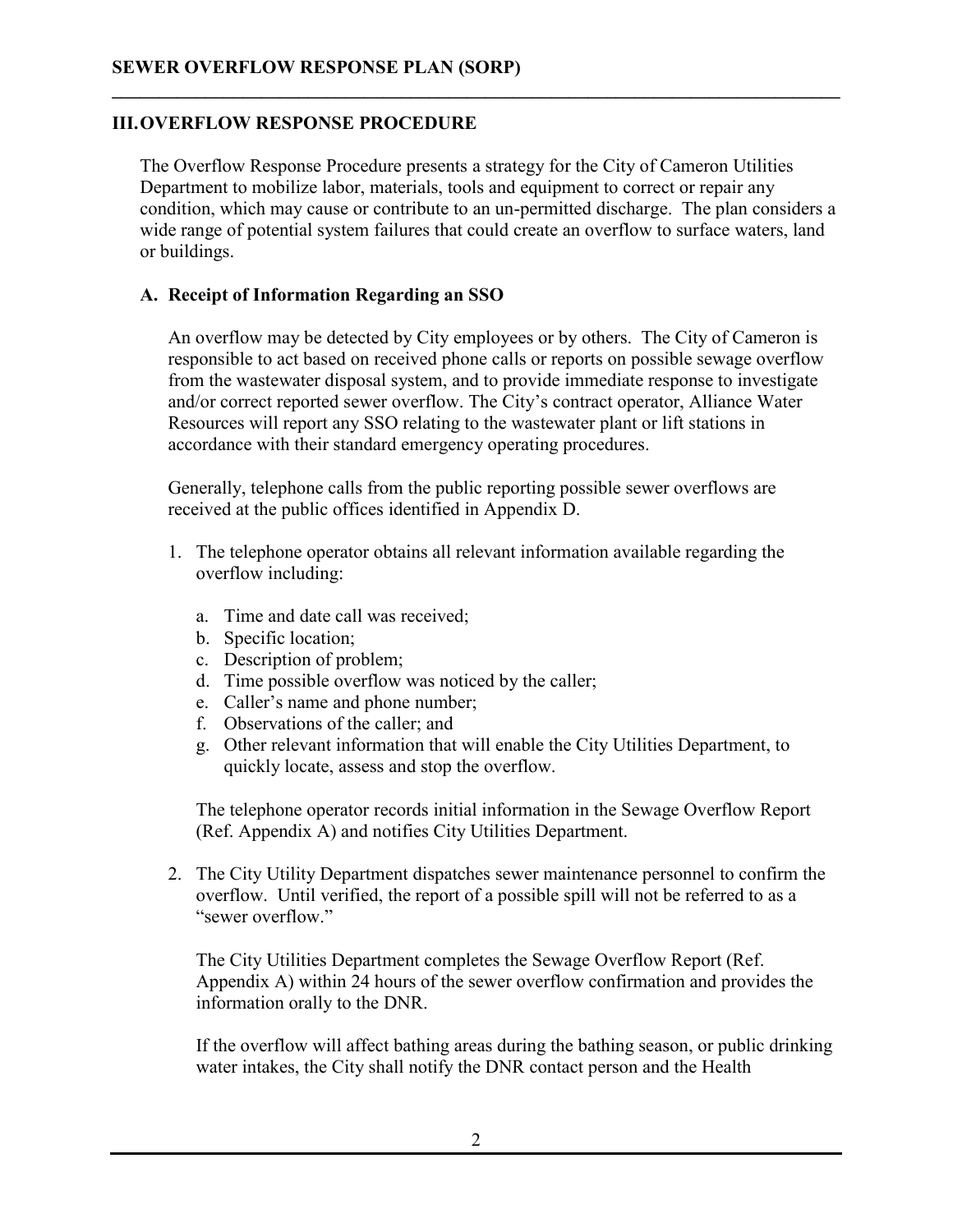## III. OVERFLOW RESPONSE PROCEDURE

The Overflow Response Procedure presents a strategy for the City of Cameron Utilities Department to mobilize labor, materials, tools and equipment to correct or repair any condition, which may cause or contribute to an un-permitted discharge. The plan considers a wide range of potential system failures that could create an overflow to surface waters, land or buildings.

### A. Receipt of Information Regarding an SSO

An overflow may be detected by City employees or by others. The City of Cameron is responsible to act based on received phone calls or reports on possible sewage overflow from the wastewater disposal system, and to provide immediate response to investigate and/or correct reported sewer overflow. The City's contract operator, Alliance Water Resources will report any SSO relating to the wastewater plant or lift stations in accordance with their standard emergency operating procedures.

Generally, telephone calls from the public reporting possible sewer overflows are received at the public offices identified in Appendix D.

1. The telephone operator obtains all relevant information available regarding the overflow including:

   a. Time and date call was received;
   b. Specific location;
   c. Description of problem;
   d. Time possible overflow was noticed by the caller;
   e. Caller's name and phone number;
   f. Observations of the caller; and
   g. Other relevant information that will enable the City Utilities Department, to quickly locate, assess and stop the overflow.

   The telephone operator records initial information in the Sewage Overflow Report (Ref. Appendix A) and notifies City Utilities Department.

2. The City Utility Department dispatches sewer maintenance personnel to confirm the overflow. Until verified, the report of a possible spill will not be referred to as a "sewer overflow."

   The City Utilities Department completes the Sewage Overflow Report (Ref. Appendix A) within 24 hours of the sewer overflow confirmation and provides the information orally to the DNR.

   If the overflow will affect bathing areas during the bathing season, or public drinking water intakes, the City shall notify the DNR contact person and the Health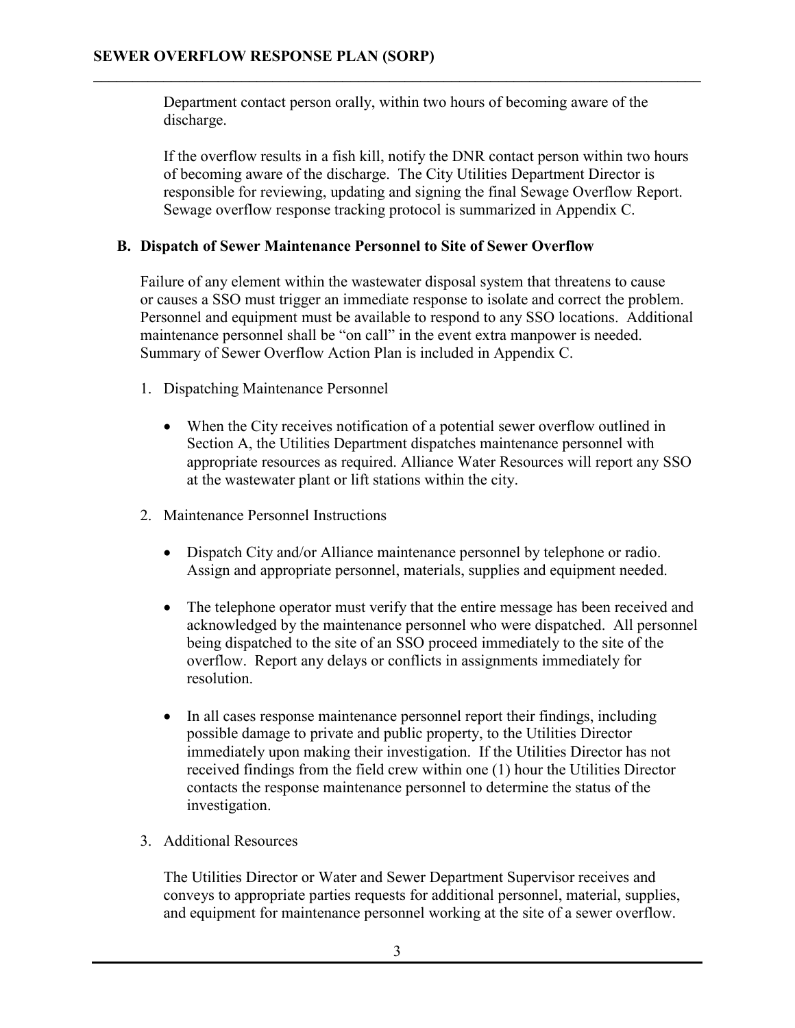Department contact person orally, within two hours of becoming aware of the discharge.

If the overflow results in a fish kill, notify the DNR contact person within two hours of becoming aware of the discharge. The City Utilities Department Director is responsible for reviewing, updating and signing the final Sewage Overflow Report. Sewage overflow response tracking protocol is summarized in Appendix C.

## B. Dispatch of Sewer Maintenance Personnel to Site of Sewer Overflow

Failure of any element within the wastewater disposal system that threatens to cause or causes a SSO must trigger an immediate response to isolate and correct the problem. Personnel and equipment must be available to respond to any SSO locations. Additional maintenance personnel shall be "on call" in the event extra manpower is needed. Summary of Sewer Overflow Action Plan is included in Appendix C.

1. Dispatching Maintenance Personnel

    - When the City receives notification of a potential sewer overflow outlined in Section A, the Utilities Department dispatches maintenance personnel with appropriate resources as required. Alliance Water Resources will report any SSO at the wastewater plant or lift stations within the city.

2. Maintenance Personnel Instructions

    - Dispatch City and/or Alliance maintenance personnel by telephone or radio. Assign and appropriate personnel, materials, supplies and equipment needed.
    - The telephone operator must verify that the entire message has been received and acknowledged by the maintenance personnel who were dispatched. All personnel being dispatched to the site of an SSO proceed immediately to the site of the overflow. Report any delays or conflicts in assignments immediately for resolution.
    - In all cases response maintenance personnel report their findings, including possible damage to private and public property, to the Utilities Director immediately upon making their investigation. If the Utilities Director has not received findings from the field crew within one (1) hour the Utilities Director contacts the response maintenance personnel to determine the status of the investigation.

3. Additional Resources

    The Utilities Director or Water and Sewer Department Supervisor receives and conveys to appropriate parties requests for additional personnel, material, supplies, and equipment for maintenance personnel working at the site of a sewer overflow.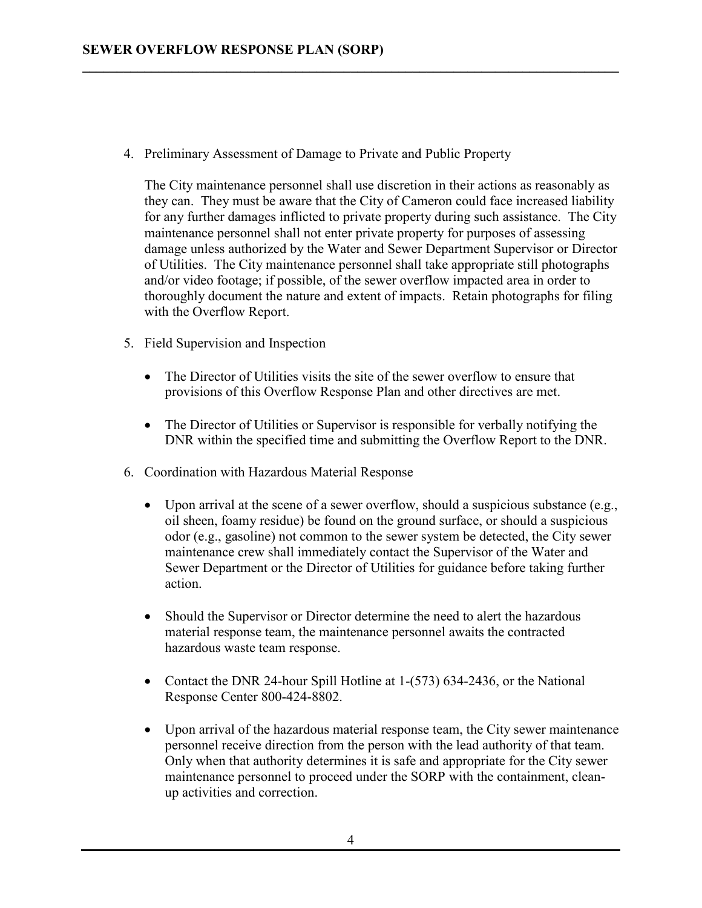4. Preliminary Assessment of Damage to Private and Public Property

   The City maintenance personnel shall use discretion in their actions as reasonably as they can. They must be aware that the City of Cameron could face increased liability for any further damages inflicted to private property during such assistance. The City maintenance personnel shall not enter private property for purposes of assessing damage unless authorized by the Water and Sewer Department Supervisor or Director of Utilities. The City maintenance personnel shall take appropriate still photographs and/or video footage; if possible, of the sewer overflow impacted area in order to thoroughly document the nature and extent of impacts. Retain photographs for filing with the Overflow Report.

5. Field Supervision and Inspection

   - The Director of Utilities visits the site of the sewer overflow to ensure that provisions of this Overflow Response Plan and other directives are met.

   - The Director of Utilities or Supervisor is responsible for verbally notifying the DNR within the specified time and submitting the Overflow Report to the DNR.

6. Coordination with Hazardous Material Response

   - Upon arrival at the scene of a sewer overflow, should a suspicious substance (e.g., oil sheen, foamy residue) be found on the ground surface, or should a suspicious odor (e.g., gasoline) not common to the sewer system be detected, the City sewer maintenance crew shall immediately contact the Supervisor of the Water and Sewer Department or the Director of Utilities for guidance before taking further action.

   - Should the Supervisor or Director determine the need to alert the hazardous material response team, the maintenance personnel awaits the contracted hazardous waste team response.

   - Contact the DNR 24-hour Spill Hotline at 1-(573) 634-2436, or the National Response Center 800-424-8802.

   - Upon arrival of the hazardous material response team, the City sewer maintenance personnel receive direction from the person with the lead authority of that team. Only when that authority determines it is safe and appropriate for the City sewer maintenance personnel to proceed under the SORP with the containment, clean-up activities and correction.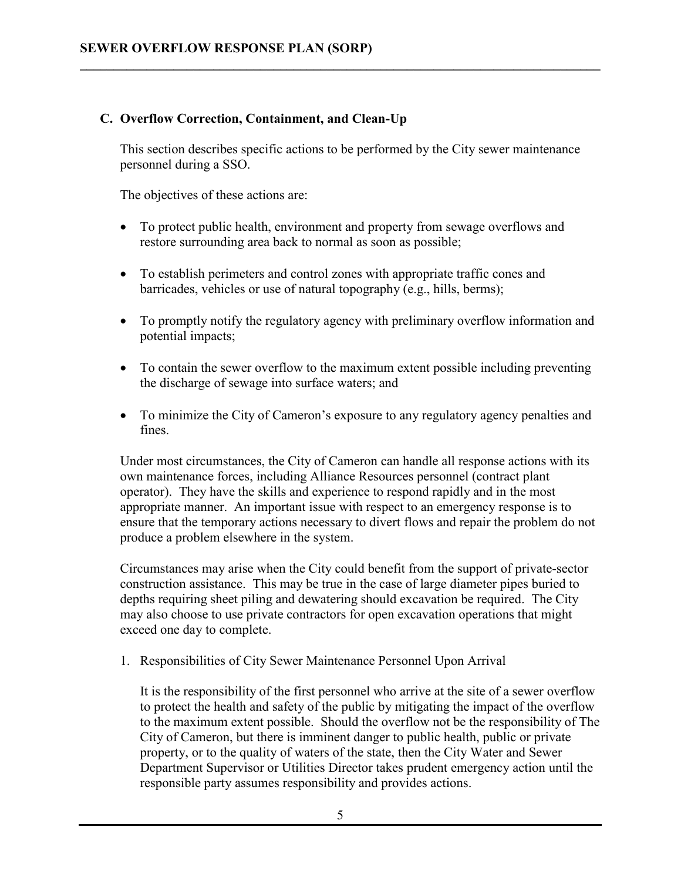### C. Overflow Correction, Containment, and Clean-Up

This section describes specific actions to be performed by the City sewer maintenance personnel during a SSO.

The objectives of these actions are:

- To protect public health, environment and property from sewage overflows and restore surrounding area back to normal as soon as possible;
- To establish perimeters and control zones with appropriate traffic cones and barricades, vehicles or use of natural topography (e.g., hills, berms);
- To promptly notify the regulatory agency with preliminary overflow information and potential impacts;
- To contain the sewer overflow to the maximum extent possible including preventing the discharge of sewage into surface waters; and
- To minimize the City of Cameron's exposure to any regulatory agency penalties and fines.

Under most circumstances, the City of Cameron can handle all response actions with its own maintenance forces, including Alliance Resources personnel (contract plant operator). They have the skills and experience to respond rapidly and in the most appropriate manner. An important issue with respect to an emergency response is to ensure that the temporary actions necessary to divert flows and repair the problem do not produce a problem elsewhere in the system.

Circumstances may arise when the City could benefit from the support of private-sector construction assistance. This may be true in the case of large diameter pipes buried to depths requiring sheet piling and dewatering should excavation be required. The City may also choose to use private contractors for open excavation operations that might exceed one day to complete.

1. Responsibilities of City Sewer Maintenance Personnel Upon Arrival

   It is the responsibility of the first personnel who arrive at the site of a sewer overflow to protect the health and safety of the public by mitigating the impact of the overflow to the maximum extent possible. Should the overflow not be the responsibility of The City of Cameron, but there is imminent danger to public health, public or private property, or to the quality of waters of the state, then the City Water and Sewer Department Supervisor or Utilities Director takes prudent emergency action until the responsible party assumes responsibility and provides actions.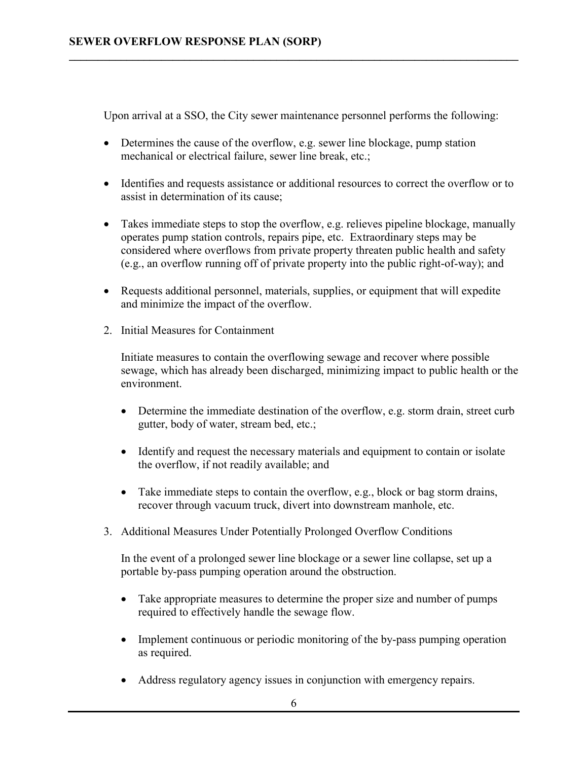Upon arrival at a SSO, the City sewer maintenance personnel performs the following:

- Determines the cause of the overflow, e.g. sewer line blockage, pump station mechanical or electrical failure, sewer line break, etc.;
- Identifies and requests assistance or additional resources to correct the overflow or to assist in determination of its cause;
- Takes immediate steps to stop the overflow, e.g. relieves pipeline blockage, manually operates pump station controls, repairs pipe, etc. Extraordinary steps may be considered where overflows from private property threaten public health and safety (e.g., an overflow running off of private property into the public right-of-way); and
- Requests additional personnel, materials, supplies, or equipment that will expedite and minimize the impact of the overflow.

2. Initial Measures for Containment

   Initiate measures to contain the overflowing sewage and recover where possible sewage, which has already been discharged, minimizing impact to public health or the environment.

   - Determine the immediate destination of the overflow, e.g. storm drain, street curb gutter, body of water, stream bed, etc.;
   - Identify and request the necessary materials and equipment to contain or isolate the overflow, if not readily available; and
   - Take immediate steps to contain the overflow, e.g., block or bag storm drains, recover through vacuum truck, divert into downstream manhole, etc.

3. Additional Measures Under Potentially Prolonged Overflow Conditions

   In the event of a prolonged sewer line blockage or a sewer line collapse, set up a portable by-pass pumping operation around the obstruction.

   - Take appropriate measures to determine the proper size and number of pumps required to effectively handle the sewage flow.
   - Implement continuous or periodic monitoring of the by-pass pumping operation as required.
   - Address regulatory agency issues in conjunction with emergency repairs.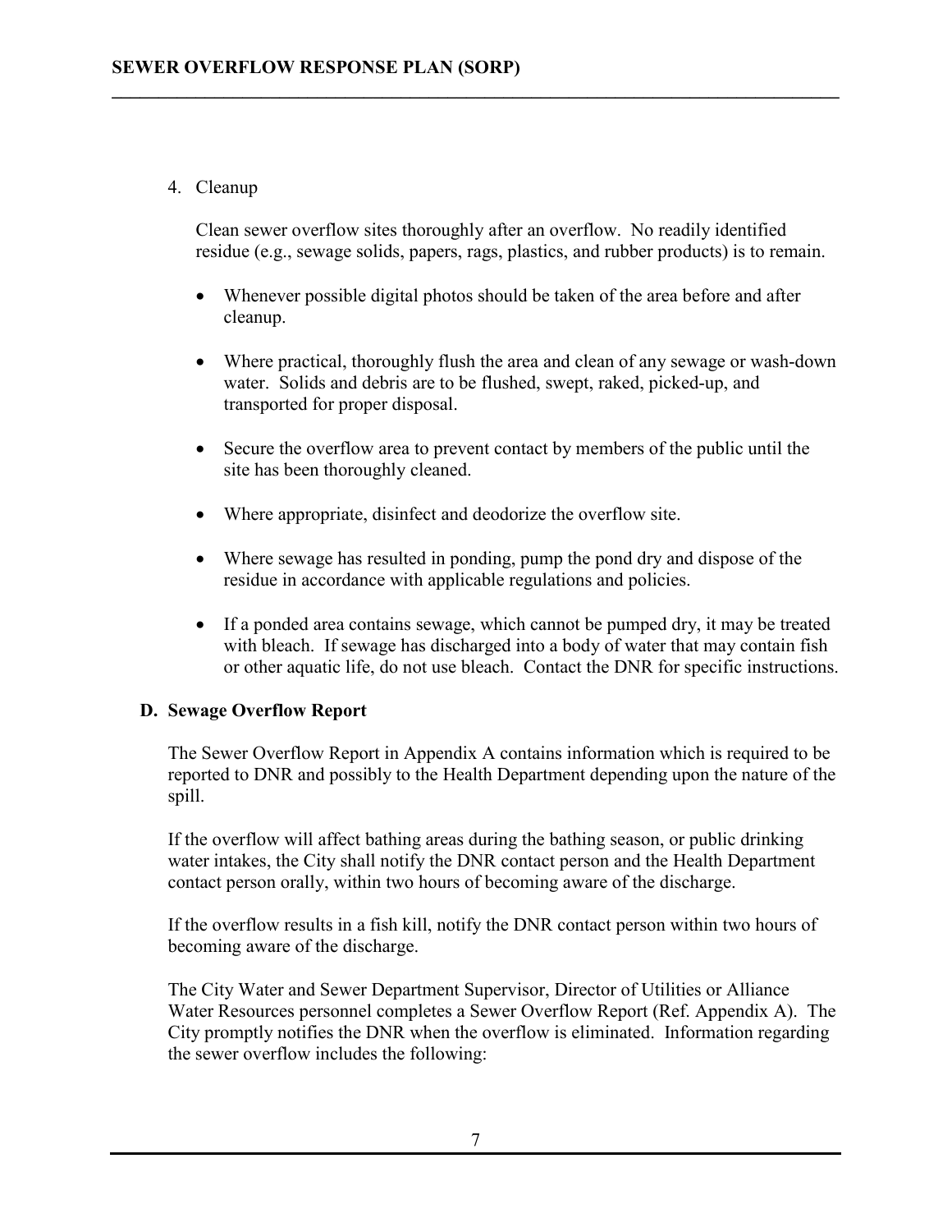4. Cleanup

   Clean sewer overflow sites thoroughly after an overflow. No readily identified residue (e.g., sewage solids, papers, rags, plastics, and rubber products) is to remain.

   - Whenever possible digital photos should be taken of the area before and after cleanup.
   - Where practical, thoroughly flush the area and clean of any sewage or wash-down water. Solids and debris are to be flushed, swept, raked, picked-up, and transported for proper disposal.
   - Secure the overflow area to prevent contact by members of the public until the site has been thoroughly cleaned.
   - Where appropriate, disinfect and deodorize the overflow site.
   - Where sewage has resulted in ponding, pump the pond dry and dispose of the residue in accordance with applicable regulations and policies.
   - If a ponded area contains sewage, which cannot be pumped dry, it may be treated with bleach. If sewage has discharged into a body of water that may contain fish or other aquatic life, do not use bleach. Contact the DNR for specific instructions.

### D. Sewage Overflow Report

The Sewer Overflow Report in Appendix A contains information which is required to be reported to DNR and possibly to the Health Department depending upon the nature of the spill.

If the overflow will affect bathing areas during the bathing season, or public drinking water intakes, the City shall notify the DNR contact person and the Health Department contact person orally, within two hours of becoming aware of the discharge.

If the overflow results in a fish kill, notify the DNR contact person within two hours of becoming aware of the discharge.

The City Water and Sewer Department Supervisor, Director of Utilities or Alliance Water Resources personnel completes a Sewer Overflow Report (Ref. Appendix A). The City promptly notifies the DNR when the overflow is eliminated. Information regarding the sewer overflow includes the following: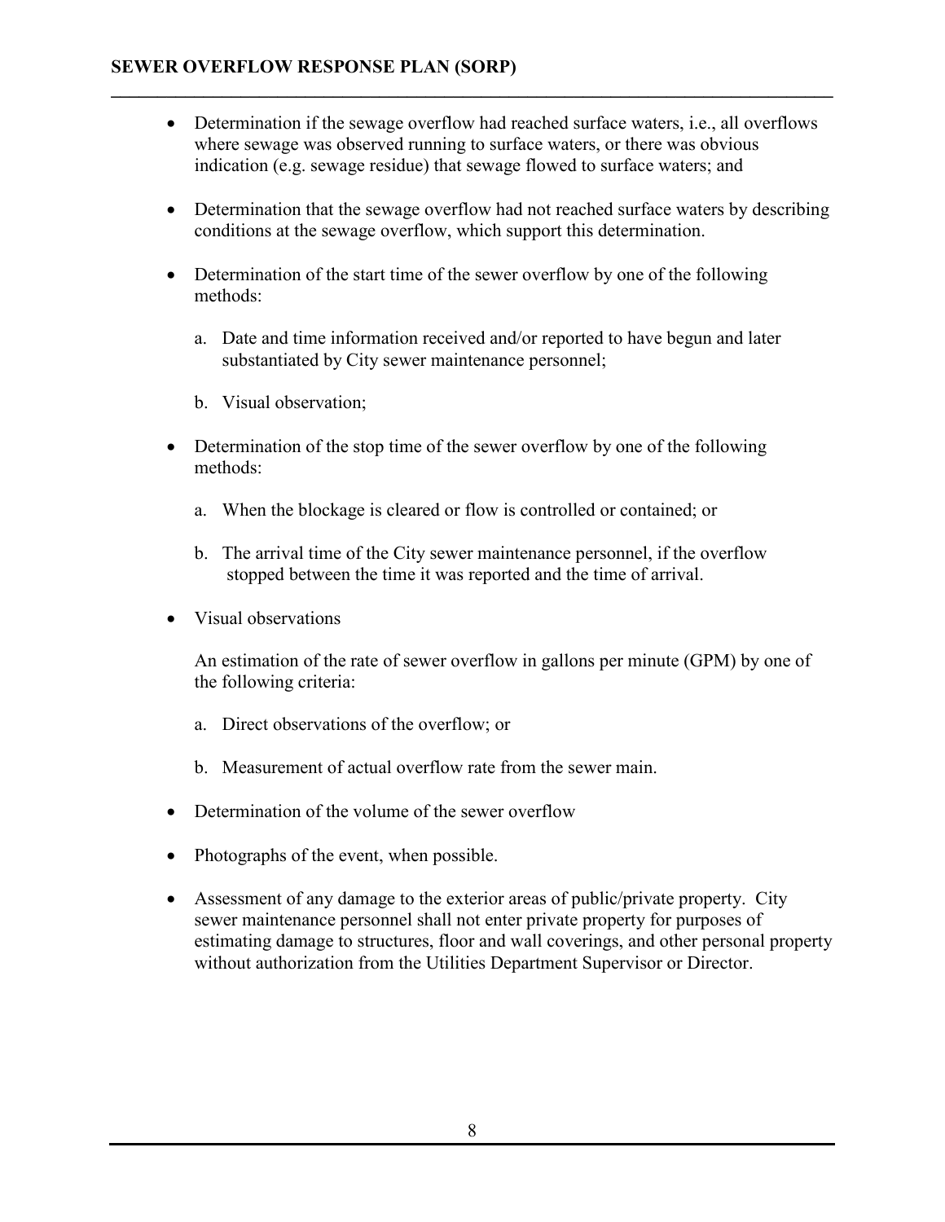- Determination if the sewage overflow had reached surface waters, i.e., all overflows where sewage was observed running to surface waters, or there was obvious indication (e.g. sewage residue) that sewage flowed to surface waters; and

- Determination that the sewage overflow had not reached surface waters by describing conditions at the sewage overflow, which support this determination.

- Determination of the start time of the sewer overflow by one of the following methods:

  a. Date and time information received and/or reported to have begun and later substantiated by City sewer maintenance personnel;

  b. Visual observation;

- Determination of the stop time of the sewer overflow by one of the following methods:

  a. When the blockage is cleared or flow is controlled or contained; or

  b. The arrival time of the City sewer maintenance personnel, if the overflow stopped between the time it was reported and the time of arrival.

- Visual observations

  An estimation of the rate of sewer overflow in gallons per minute (GPM) by one of the following criteria:

  a. Direct observations of the overflow; or

  b. Measurement of actual overflow rate from the sewer main.

- Determination of the volume of the sewer overflow

- Photographs of the event, when possible.

- Assessment of any damage to the exterior areas of public/private property. City sewer maintenance personnel shall not enter private property for purposes of estimating damage to structures, floor and wall coverings, and other personal property without authorization from the Utilities Department Supervisor or Director.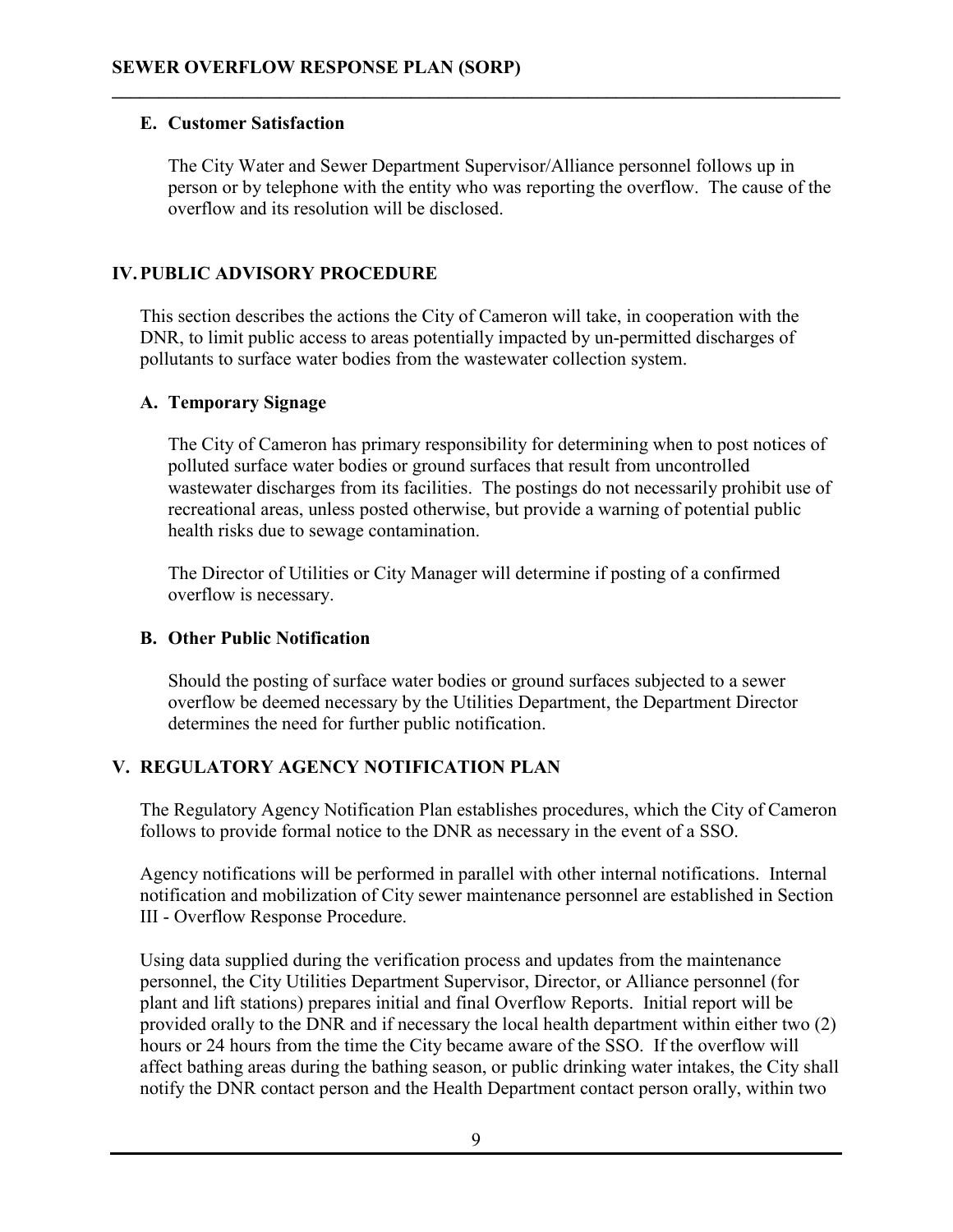### E. Customer Satisfaction

The City Water and Sewer Department Supervisor/Alliance personnel follows up in person or by telephone with the entity who was reporting the overflow. The cause of the overflow and its resolution will be disclosed.

## IV. PUBLIC ADVISORY PROCEDURE

This section describes the actions the City of Cameron will take, in cooperation with the DNR, to limit public access to areas potentially impacted by un-permitted discharges of pollutants to surface water bodies from the wastewater collection system.

### A. Temporary Signage

The City of Cameron has primary responsibility for determining when to post notices of polluted surface water bodies or ground surfaces that result from uncontrolled wastewater discharges from its facilities. The postings do not necessarily prohibit use of recreational areas, unless posted otherwise, but provide a warning of potential public health risks due to sewage contamination.

The Director of Utilities or City Manager will determine if posting of a confirmed overflow is necessary.

### B. Other Public Notification

Should the posting of surface water bodies or ground surfaces subjected to a sewer overflow be deemed necessary by the Utilities Department, the Department Director determines the need for further public notification.

## V. REGULATORY AGENCY NOTIFICATION PLAN

The Regulatory Agency Notification Plan establishes procedures, which the City of Cameron follows to provide formal notice to the DNR as necessary in the event of a SSO.

Agency notifications will be performed in parallel with other internal notifications. Internal notification and mobilization of City sewer maintenance personnel are established in Section III - Overflow Response Procedure.

Using data supplied during the verification process and updates from the maintenance personnel, the City Utilities Department Supervisor, Director, or Alliance personnel (for plant and lift stations) prepares initial and final Overflow Reports. Initial report will be provided orally to the DNR and if necessary the local health department within either two (2) hours or 24 hours from the time the City became aware of the SSO. If the overflow will affect bathing areas during the bathing season, or public drinking water intakes, the City shall notify the DNR contact person and the Health Department contact person orally, within two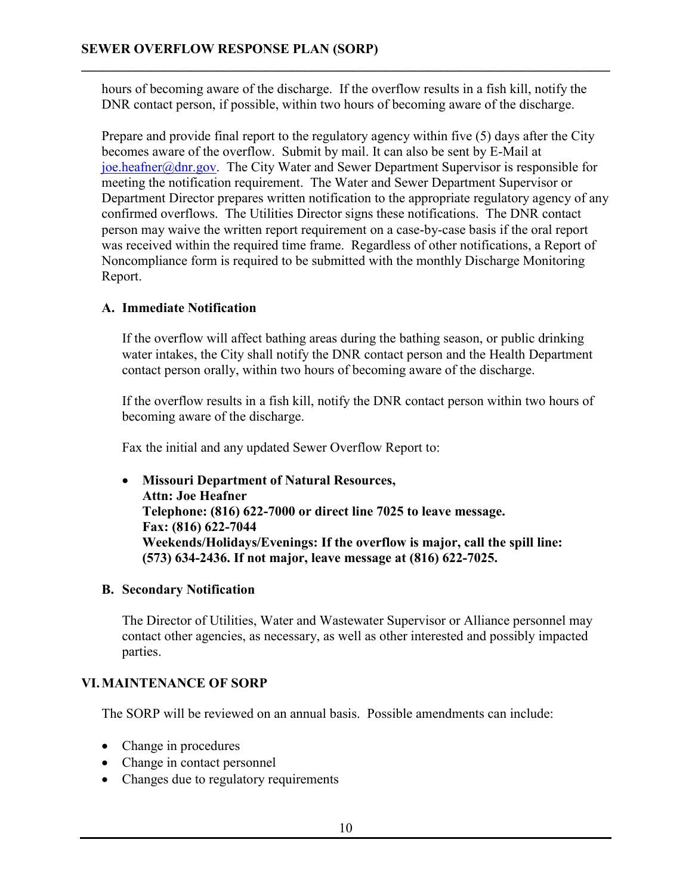hours of becoming aware of the discharge. If the overflow results in a fish kill, notify the DNR contact person, if possible, within two hours of becoming aware of the discharge.

Prepare and provide final report to the regulatory agency within five (5) days after the City becomes aware of the overflow. Submit by mail. It can also be sent by E-Mail at joe.heafner@dnr.gov. The City Water and Sewer Department Supervisor is responsible for meeting the notification requirement. The Water and Sewer Department Supervisor or Department Director prepares written notification to the appropriate regulatory agency of any confirmed overflows. The Utilities Director signs these notifications. The DNR contact person may waive the written report requirement on a case-by-case basis if the oral report was received within the required time frame. Regardless of other notifications, a Report of Noncompliance form is required to be submitted with the monthly Discharge Monitoring Report.

### A. Immediate Notification

If the overflow will affect bathing areas during the bathing season, or public drinking water intakes, the City shall notify the DNR contact person and the Health Department contact person orally, within two hours of becoming aware of the discharge.

If the overflow results in a fish kill, notify the DNR contact person within two hours of becoming aware of the discharge.

Fax the initial and any updated Sewer Overflow Report to:

- **Missouri Department of Natural Resources,**
  **Attn: Joe Heafner**
  **Telephone: (816) 622-7000 or direct line 7025 to leave message.**
  **Fax: (816) 622-7044**
  **Weekends/Holidays/Evenings: If the overflow is major, call the spill line: (573) 634-2436. If not major, leave message at (816) 622-7025.**

### B. Secondary Notification

The Director of Utilities, Water and Wastewater Supervisor or Alliance personnel may contact other agencies, as necessary, as well as other interested and possibly impacted parties.

## VI. MAINTENANCE OF SORP

The SORP will be reviewed on an annual basis. Possible amendments can include:

- Change in procedures
- Change in contact personnel
- Changes due to regulatory requirements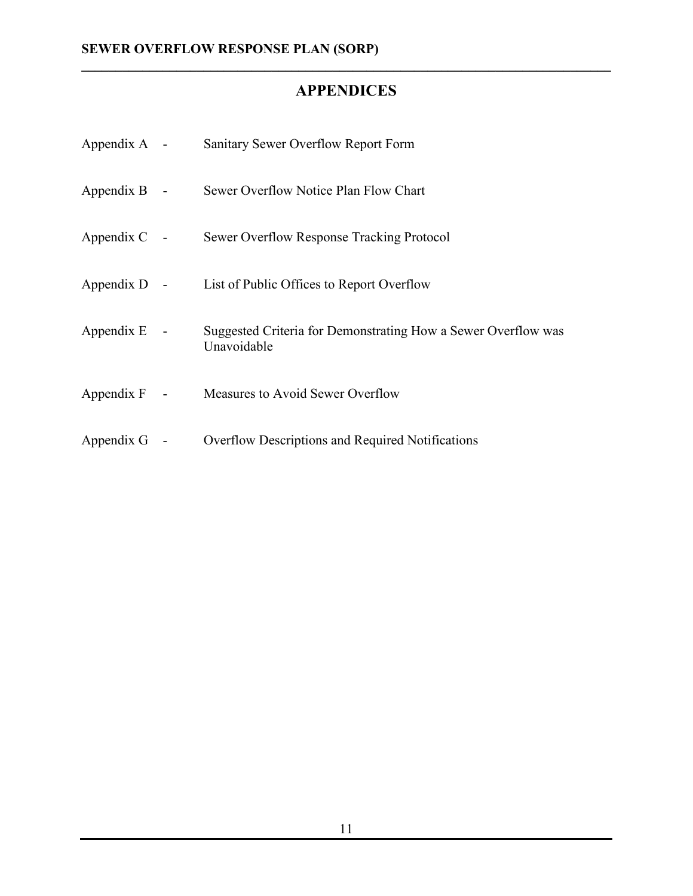# APPENDICES

Appendix A - Sanitary Sewer Overflow Report Form

Appendix B - Sewer Overflow Notice Plan Flow Chart

Appendix C - Sewer Overflow Response Tracking Protocol

Appendix D - List of Public Offices to Report Overflow

Appendix E - Suggested Criteria for Demonstrating How a Sewer Overflow was Unavoidable

Appendix F - Measures to Avoid Sewer Overflow

Appendix G - Overflow Descriptions and Required Notifications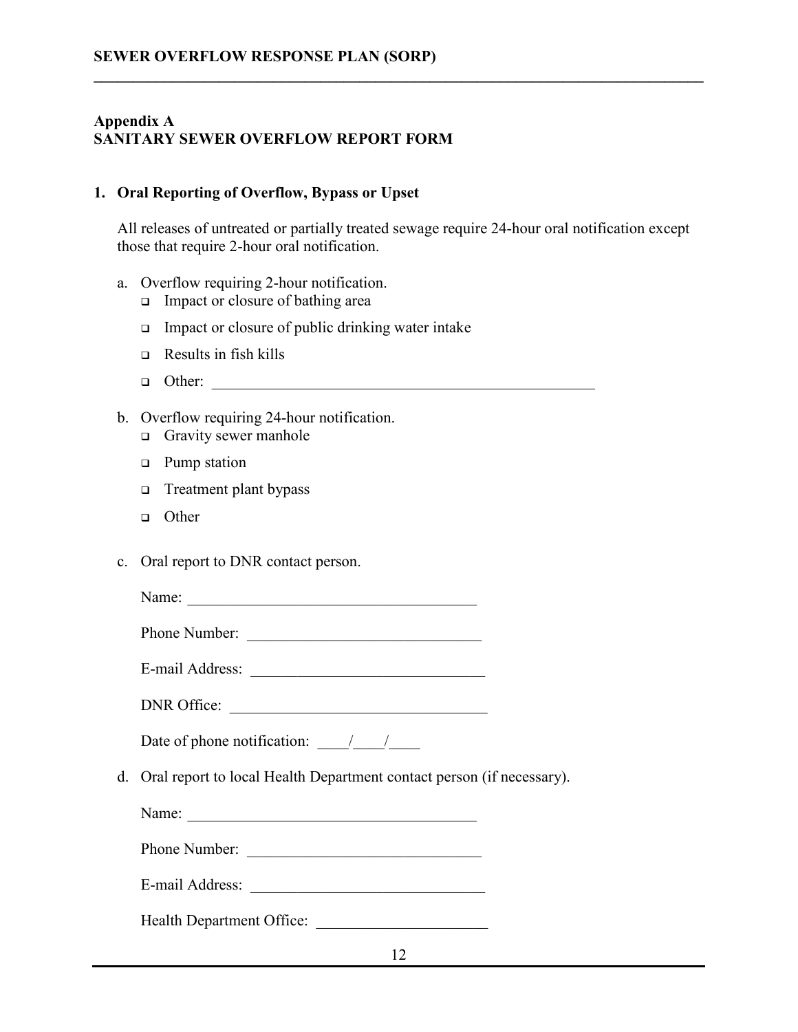## Appendix A
## SANITARY SEWER OVERFLOW REPORT FORM

**1. Oral Reporting of Overflow, Bypass or Upset**

All releases of untreated or partially treated sewage require 24-hour oral notification except those that require 2-hour oral notification.

a. Overflow requiring 2-hour notification.
   - ☐ Impact or closure of bathing area
   - ☐ Impact or closure of public drinking water intake
   - ☐ Results in fish kills
   - ☐ Other: ____________________________________________________

b. Overflow requiring 24-hour notification.
   - ☐ Gravity sewer manhole
   - ☐ Pump station
   - ☐ Treatment plant bypass
   - ☐ Other

c. Oral report to DNR contact person.

   Name: ______________________________________

   Phone Number: ______________________________

   E-mail Address: ______________________________

   DNR Office: _________________________________

   Date of phone notification: ____/____/____

d. Oral report to local Health Department contact person (if necessary).

   Name: ______________________________________

   Phone Number: ______________________________

   E-mail Address: ______________________________

   Health Department Office: ______________________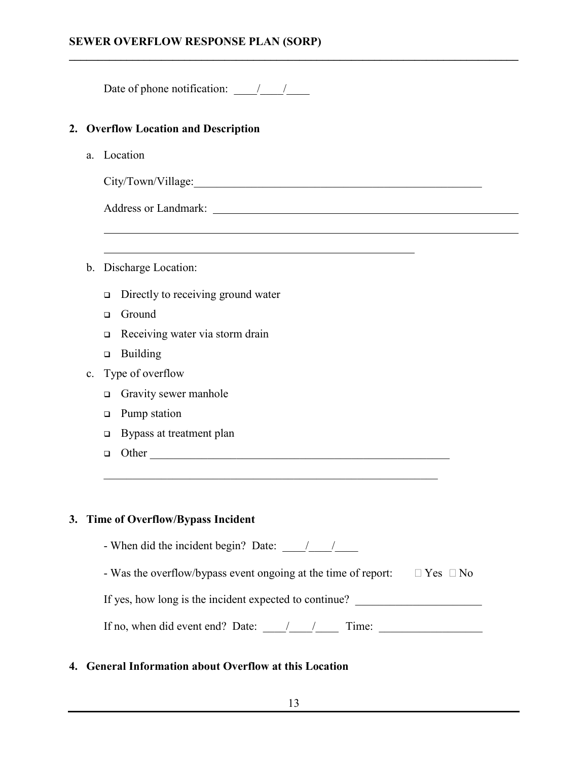Date of phone notification: \_\_\_\_/\_\_\_\_/\_\_\_\_

## 2. Overflow Location and Description

a. Location

City/Town/Village:\_\_\_\_\_\_\_\_\_\_\_\_\_\_\_\_\_\_\_\_\_\_\_\_\_\_\_\_\_\_\_\_\_\_\_\_\_\_\_\_\_\_\_\_\_\_\_\_\_\_\_\_

Address or Landmark: \_\_\_\_\_\_\_\_\_\_\_\_\_\_\_\_\_\_\_\_\_\_\_\_\_\_\_\_\_\_\_\_\_\_\_\_\_\_\_\_\_\_\_\_\_\_\_\_\_\_\_\_\_\_\_\_

\_\_\_\_\_\_\_\_\_\_\_\_\_\_\_\_\_\_\_\_\_\_\_\_\_\_\_\_\_\_\_\_\_\_\_\_\_\_\_\_\_\_\_\_\_\_\_\_\_\_\_\_\_\_\_\_\_\_\_\_\_\_\_\_\_\_\_\_\_\_\_\_\_\_\_\_

\_\_\_\_\_\_\_\_\_\_\_\_\_\_\_\_\_\_\_\_\_\_\_\_\_\_\_\_\_\_\_\_\_\_\_\_\_\_\_\_\_\_\_\_\_\_\_\_\_\_\_\_\_\_\_\_

b. Discharge Location:

- ❑ Directly to receiving ground water
- ❑ Ground
- ❑ Receiving water via storm drain
- ❑ Building

c. Type of overflow

- ❑ Gravity sewer manhole
- ❑ Pump station
- ❑ Bypass at treatment plan
- ❑ Other \_\_\_\_\_\_\_\_\_\_\_\_\_\_\_\_\_\_\_\_\_\_\_\_\_\_\_\_\_\_\_\_\_\_\_\_\_\_\_\_\_\_\_\_\_\_\_\_\_\_\_\_\_\_\_

\_\_\_\_\_\_\_\_\_\_\_\_\_\_\_\_\_\_\_\_\_\_\_\_\_\_\_\_\_\_\_\_\_\_\_\_\_\_\_\_\_\_\_\_\_\_\_\_\_\_\_\_\_\_\_\_\_\_\_\_\_

## 3. Time of Overflow/Bypass Incident

- When did the incident begin? Date: \_\_\_\_/\_\_\_\_/\_\_\_\_

- Was the overflow/bypass event ongoing at the time of report: ☐ Yes ☐ No

If yes, how long is the incident expected to continue? \_\_\_\_\_\_\_\_\_\_\_\_\_\_\_\_\_\_\_\_\_\_

If no, when did event end? Date: \_\_\_\_/\_\_\_\_/\_\_\_\_ Time: \_\_\_\_\_\_\_\_\_\_\_\_\_\_\_\_\_\_

## 4. General Information about Overflow at this Location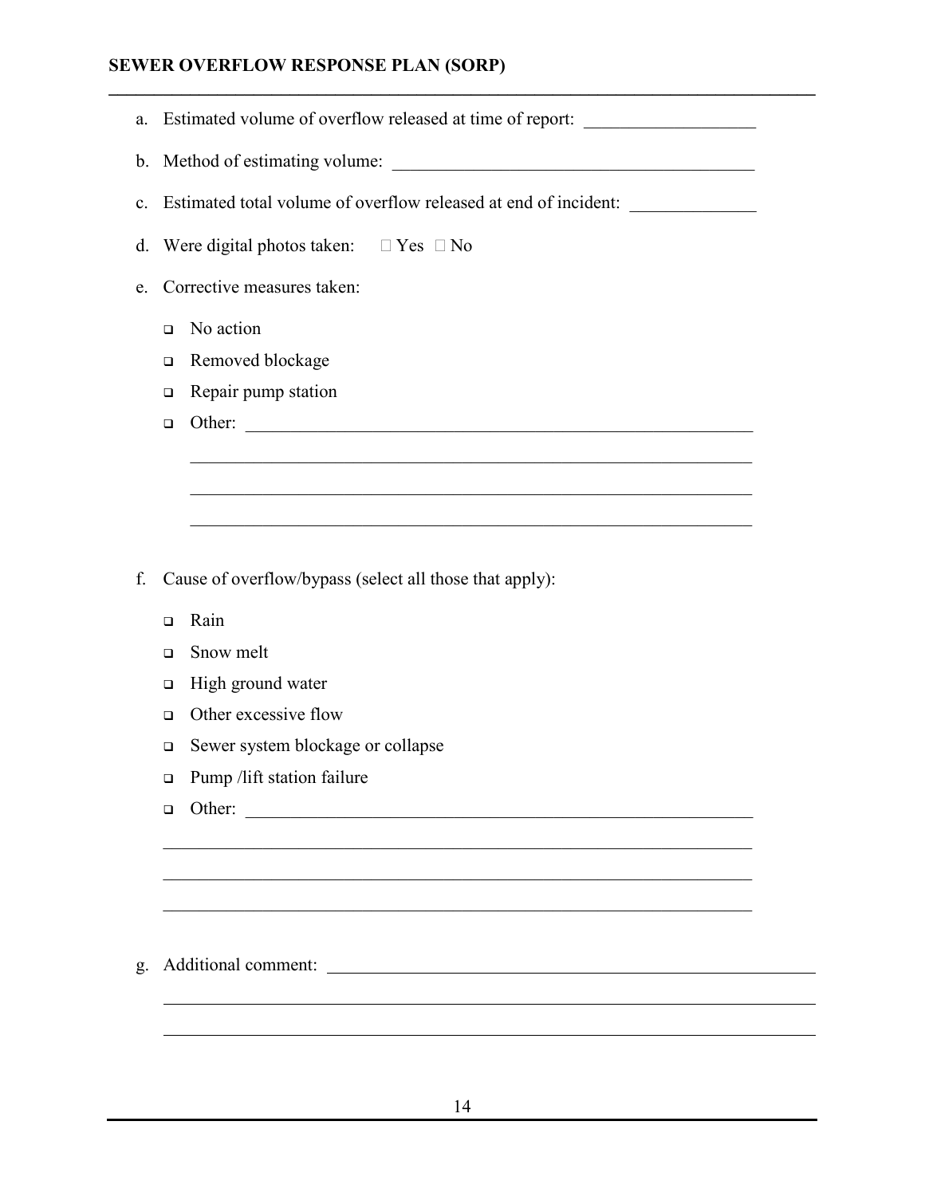a. Estimated volume of overflow released at time of report: ___________________

b. Method of estimating volume: ________________________________________

c. Estimated total volume of overflow released at end of incident: ______________

d. Were digital photos taken: ☐ Yes ☐ No

e. Corrective measures taken:

- ☐ No action
- ☐ Removed blockage
- ☐ Repair pump station
- ☐ Other: ___________________________________________________________

  ________________________________________________________________

  ________________________________________________________________

  ________________________________________________________________

f. Cause of overflow/bypass (select all those that apply):

- ☐ Rain
- ☐ Snow melt
- ☐ High ground water
- ☐ Other excessive flow
- ☐ Sewer system blockage or collapse
- ☐ Pump /lift station failure
- ☐ Other: ___________________________________________________________

  ________________________________________________________________

  ________________________________________________________________

  ________________________________________________________________

g. Additional comment: ________________________________________________

________________________________________________________________

________________________________________________________________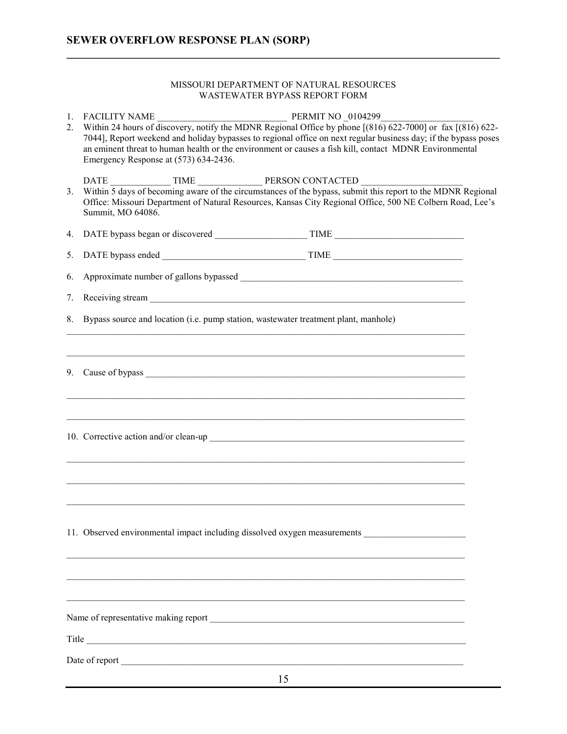MISSOURI DEPARTMENT OF NATURAL RESOURCES
WASTEWATER BYPASS REPORT FORM

1. FACILITY NAME ____________________________ PERMIT NO _0104299___________________
2. Within 24 hours of discovery, notify the MDNR Regional Office by phone [(816) 622-7000] or fax [(816) 622-7044], Report weekend and holiday bypasses to regional office on next regular business day; if the bypass poses an eminent threat to human health or the environment or causes a fish kill, contact MDNR Environmental Emergency Response at (573) 634-2436.

   DATE _____________ TIME ______________ PERSON CONTACTED _____________________

3. Within 5 days of becoming aware of the circumstances of the bypass, submit this report to the MDNR Regional Office: Missouri Department of Natural Resources, Kansas City Regional Office, 500 NE Colbern Road, Lee's Summit, MO 64086.
4. DATE bypass began or discovered ____________________ TIME ____________________________
5. DATE bypass ended _______________________________ TIME ____________________________
6. Approximate number of gallons bypassed _________________________________________________
7. Receiving stream ________________________________________________________________________
8. Bypass source and location (i.e. pump station, wastewater treatment plant, manhole)

   ___________________________________________________________________________________

   ___________________________________________________________________________________

9. Cause of bypass __________________________________________________________________________

   ___________________________________________________________________________________

   ___________________________________________________________________________________

10. Corrective action and/or clean-up _________________________________________________________

    ___________________________________________________________________________________

    ___________________________________________________________________________________

    ___________________________________________________________________________________

11. Observed environmental impact including dissolved oxygen measurements ______________________

    ___________________________________________________________________________________

    ___________________________________________________________________________________

    ___________________________________________________________________________________

Name of representative making report _________________________________________________________

Title ___________________________________________________________________________________

Date of report ____________________________________________________________________________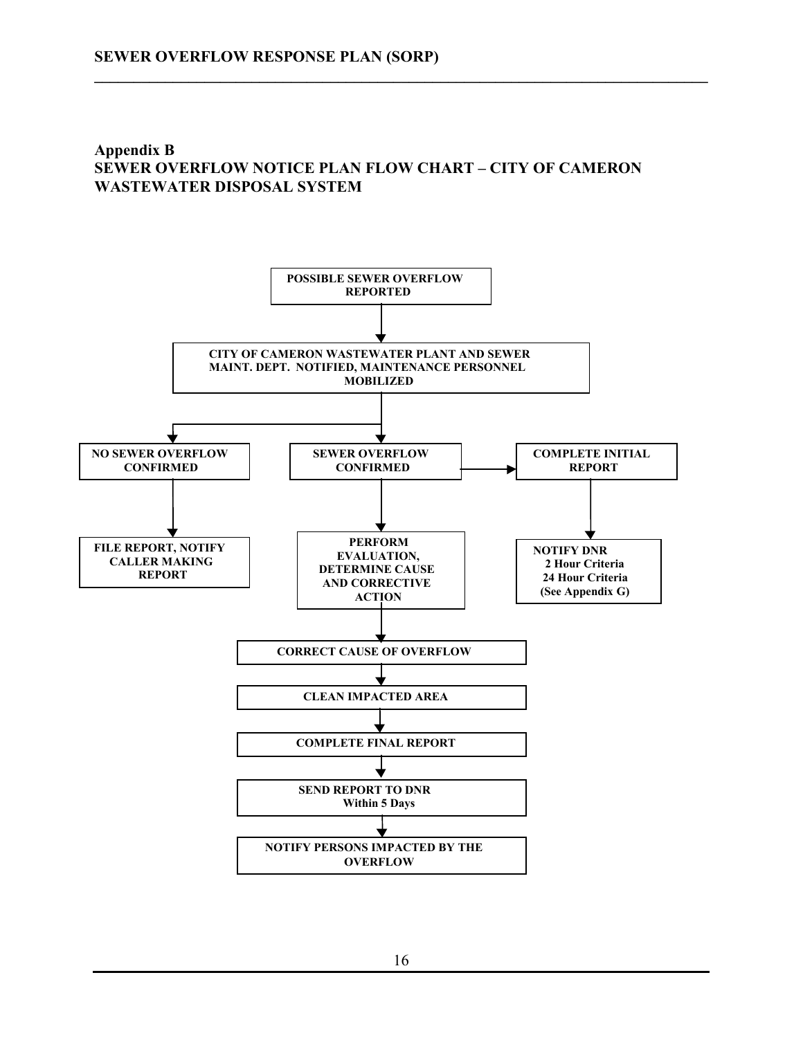## Appendix B
## SEWER OVERFLOW NOTICE PLAN FLOW CHART – CITY OF CAMERON WASTEWATER DISPOSAL SYSTEM

**POSSIBLE SEWER OVERFLOW REPORTED**

↓

**CITY OF CAMERON WASTEWATER PLANT AND SEWER MAINT. DEPT. NOTIFIED, MAINTENANCE PERSONNEL MOBILIZED**

↓

- **NO SEWER OVERFLOW CONFIRMED**
  - ↓ **FILE REPORT, NOTIFY CALLER MAKING REPORT**
- **SEWER OVERFLOW CONFIRMED**
  - → **COMPLETE INITIAL REPORT**
    - ↓ **NOTIFY DNR**
      - **2 Hour Criteria**
      - **24 Hour Criteria**
      - **(See Appendix G)**
  - ↓ **PERFORM EVALUATION, DETERMINE CAUSE AND CORRECTIVE ACTION**
  - ↓ **CORRECT CAUSE OF OVERFLOW**
  - ↓ **CLEAN IMPACTED AREA**
  - ↓ **COMPLETE FINAL REPORT**
  - ↓ **SEND REPORT TO DNR Within 5 Days**
  - ↓ **NOTIFY PERSONS IMPACTED BY THE OVERFLOW**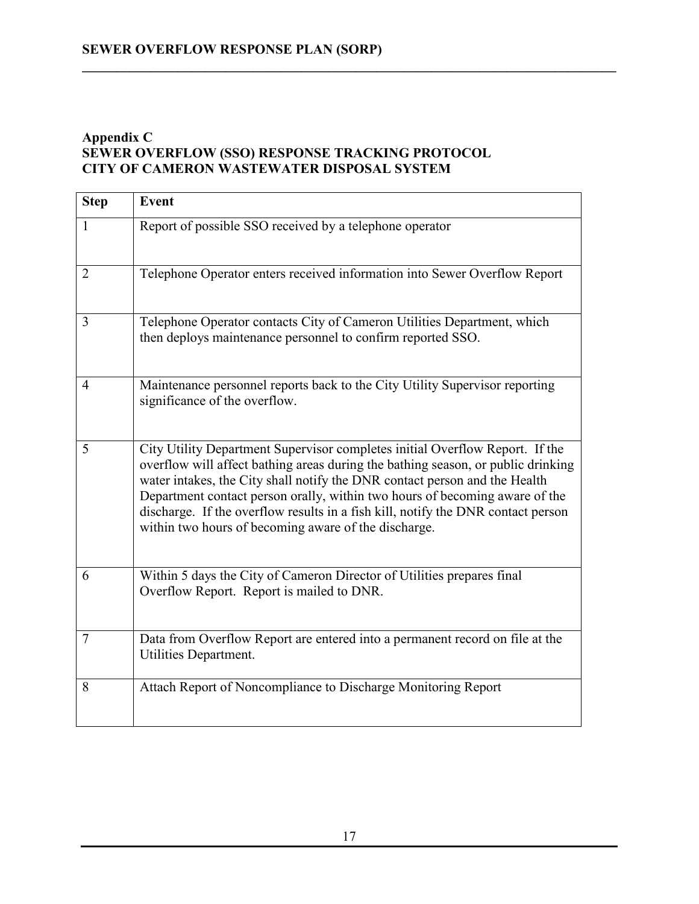## Appendix C
## SEWER OVERFLOW (SSO) RESPONSE TRACKING PROTOCOL
## CITY OF CAMERON WASTEWATER DISPOSAL SYSTEM

| Step | Event |
|---|---|
| 1 | Report of possible SSO received by a telephone operator |
| 2 | Telephone Operator enters received information into Sewer Overflow Report |
| 3 | Telephone Operator contacts City of Cameron Utilities Department, which then deploys maintenance personnel to confirm reported SSO. |
| 4 | Maintenance personnel reports back to the City Utility Supervisor reporting significance of the overflow. |
| 5 | City Utility Department Supervisor completes initial Overflow Report. If the overflow will affect bathing areas during the bathing season, or public drinking water intakes, the City shall notify the DNR contact person and the Health Department contact person orally, within two hours of becoming aware of the discharge. If the overflow results in a fish kill, notify the DNR contact person within two hours of becoming aware of the discharge. |
| 6 | Within 5 days the City of Cameron Director of Utilities prepares final Overflow Report. Report is mailed to DNR. |
| 7 | Data from Overflow Report are entered into a permanent record on file at the Utilities Department. |
| 8 | Attach Report of Noncompliance to Discharge Monitoring Report |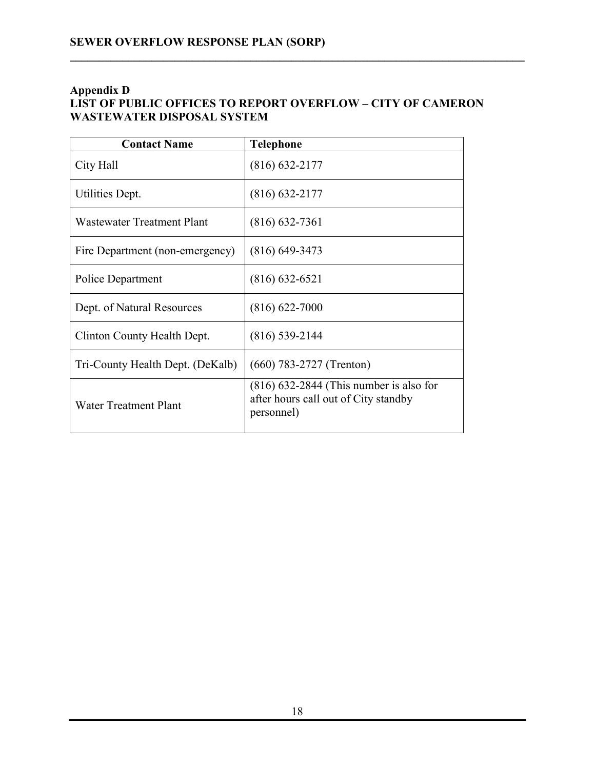## Appendix D
## LIST OF PUBLIC OFFICES TO REPORT OVERFLOW – CITY OF CAMERON WASTEWATER DISPOSAL SYSTEM

| Contact Name | Telephone |
|---|---|
| City Hall | (816) 632-2177 |
| Utilities Dept. | (816) 632-2177 |
| Wastewater Treatment Plant | (816) 632-7361 |
| Fire Department (non-emergency) | (816) 649-3473 |
| Police Department | (816) 632-6521 |
| Dept. of Natural Resources | (816) 622-7000 |
| Clinton County Health Dept. | (816) 539-2144 |
| Tri-County Health Dept. (DeKalb) | (660) 783-2727 (Trenton) |
| Water Treatment Plant | (816) 632-2844 (This number is also for after hours call out of City standby personnel) |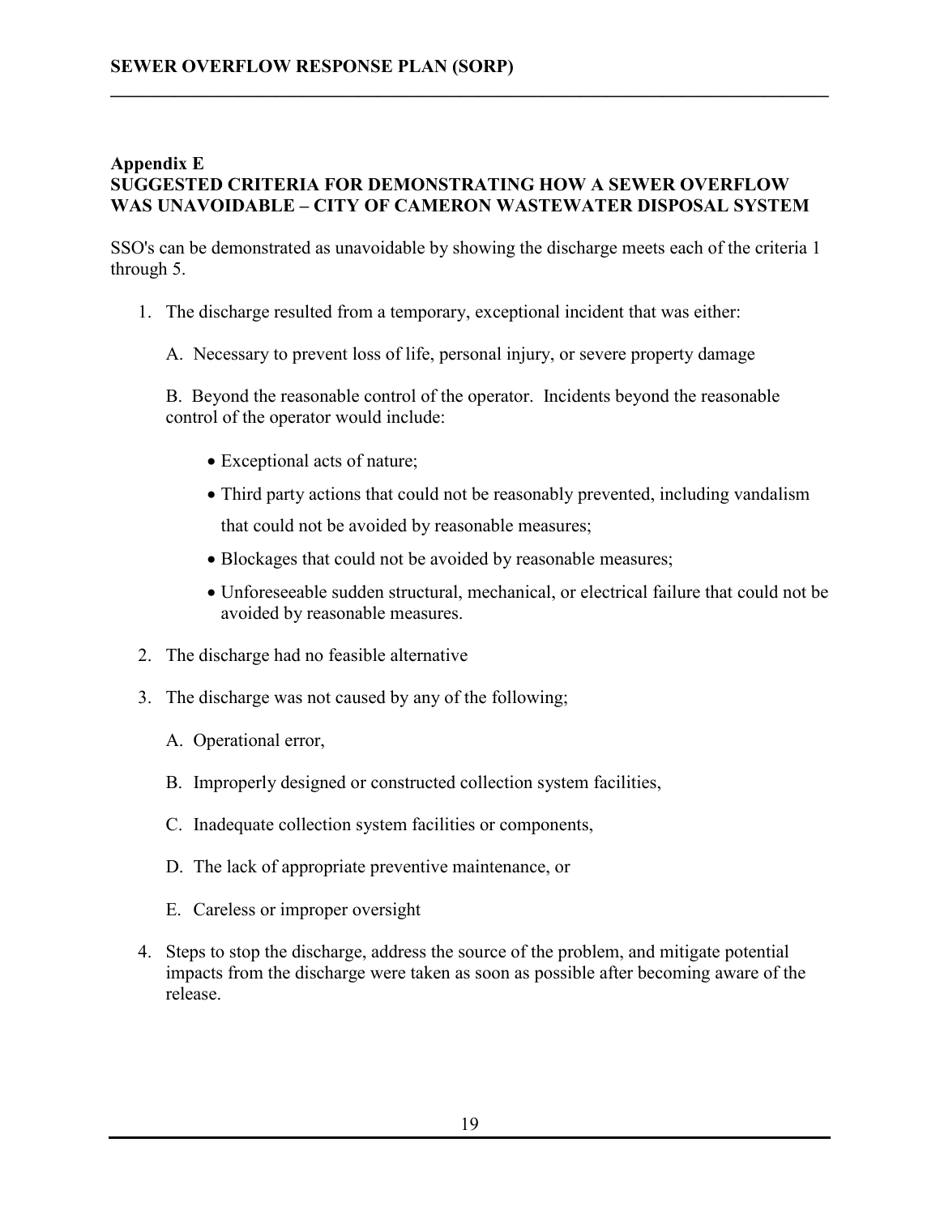## Appendix E
## SUGGESTED CRITERIA FOR DEMONSTRATING HOW A SEWER OVERFLOW WAS UNAVOIDABLE – CITY OF CAMERON WASTEWATER DISPOSAL SYSTEM

SSO's can be demonstrated as unavoidable by showing the discharge meets each of the criteria 1 through 5.

1. The discharge resulted from a temporary, exceptional incident that was either:

   A. Necessary to prevent loss of life, personal injury, or severe property damage

   B. Beyond the reasonable control of the operator. Incidents beyond the reasonable control of the operator would include:

   - Exceptional acts of nature;
   - Third party actions that could not be reasonably prevented, including vandalism that could not be avoided by reasonable measures;
   - Blockages that could not be avoided by reasonable measures;
   - Unforeseeable sudden structural, mechanical, or electrical failure that could not be avoided by reasonable measures.

2. The discharge had no feasible alternative

3. The discharge was not caused by any of the following;

   A. Operational error,

   B. Improperly designed or constructed collection system facilities,

   C. Inadequate collection system facilities or components,

   D. The lack of appropriate preventive maintenance, or

   E. Careless or improper oversight

4. Steps to stop the discharge, address the source of the problem, and mitigate potential impacts from the discharge were taken as soon as possible after becoming aware of the release.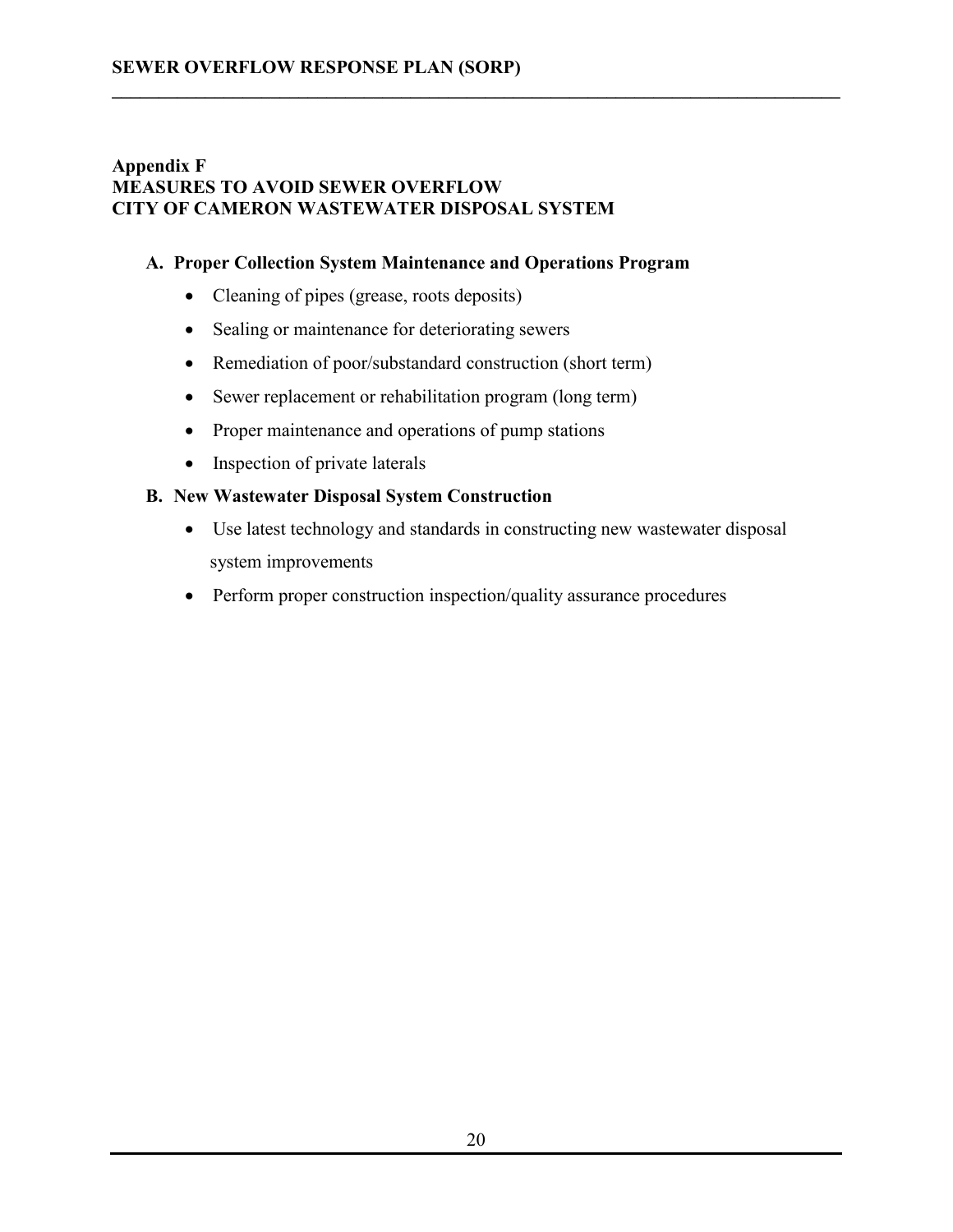## Appendix F
## MEASURES TO AVOID SEWER OVERFLOW
## CITY OF CAMERON WASTEWATER DISPOSAL SYSTEM

### A. Proper Collection System Maintenance and Operations Program

- Cleaning of pipes (grease, roots deposits)
- Sealing or maintenance for deteriorating sewers
- Remediation of poor/substandard construction (short term)
- Sewer replacement or rehabilitation program (long term)
- Proper maintenance and operations of pump stations
- Inspection of private laterals

### B. New Wastewater Disposal System Construction

- Use latest technology and standards in constructing new wastewater disposal system improvements
- Perform proper construction inspection/quality assurance procedures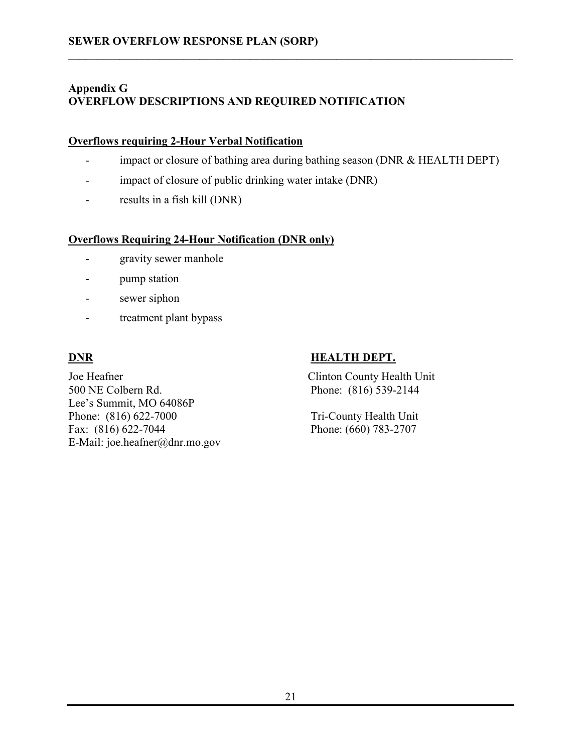## Appendix G
## OVERFLOW DESCRIPTIONS AND REQUIRED NOTIFICATION

**Overflows requiring 2-Hour Verbal Notification**

- impact or closure of bathing area during bathing season (DNR & HEALTH DEPT)
- impact of closure of public drinking water intake (DNR)
- results in a fish kill (DNR)

**Overflows Requiring 24-Hour Notification (DNR only)**

- gravity sewer manhole
- pump station
- sewer siphon
- treatment plant bypass

**DNR**

Joe Heafner
500 NE Colbern Rd.
Lee's Summit, MO 64086P
Phone: (816) 622-7000
Fax: (816) 622-7044
E-Mail: joe.heafner@dnr.mo.gov

**HEALTH DEPT.**

Clinton County Health Unit
Phone: (816) 539-2144

Tri-County Health Unit
Phone: (660) 783-2707